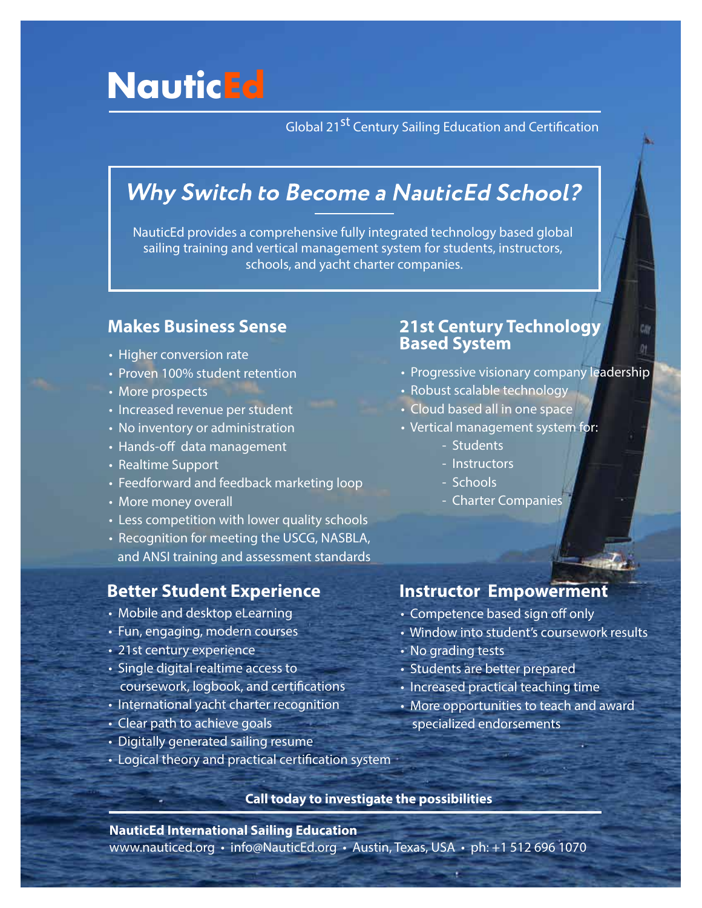# NauticEd

Global 21st Century Sailing Education and Certification

## *Why Switch to Become a NauticEd School?*

NauticEd provides a comprehensive fully integrated technology based global sailing training and vertical management system for students, instructors, schools, and yacht charter companies.

### Makes Business Sense

- Higher conversion rate
- Proven 100% student retention
- More prospects
- Increased revenue per student
- No inventory or administration
- Hands-off data management
- Realtime Support
- Feedforward and feedback marketing loop
- More money overall
- Less competition with lower quality schools
- Recognition for meeting the USCG, NASBLA, and ANSI training and assessment standards

### 21st Century Technology Based System

- Progressive visionary company leadership
- Robust scalable technology
- Cloud based all in one space
- Vertical management system for:
  - Students
  - Instructors
  - Schools
  - Charter Companies

### Better Student Experience

- Mobile and desktop eLearning
- Fun, engaging, modern courses
- 21st century experience
- Single digital realtime access to coursework, logbook, and certifications
- International yacht charter recognition
- Clear path to achieve goals
- Digitally generated sailing resume
- Logical theory and practical certification system

### Instructor Empowerment

- Competence based sign off only
- Window into student's coursework results
- No grading tests
- Students are better prepared
- Increased practical teaching time
- More opportunities to teach and award specialized endorsements

**Call today to investigate the possibilities**

**NauticEd International Sailing Education**

www.nauticed.org • info@NauticEd.org • Austin, Texas, USA • ph: +1 512 696 1070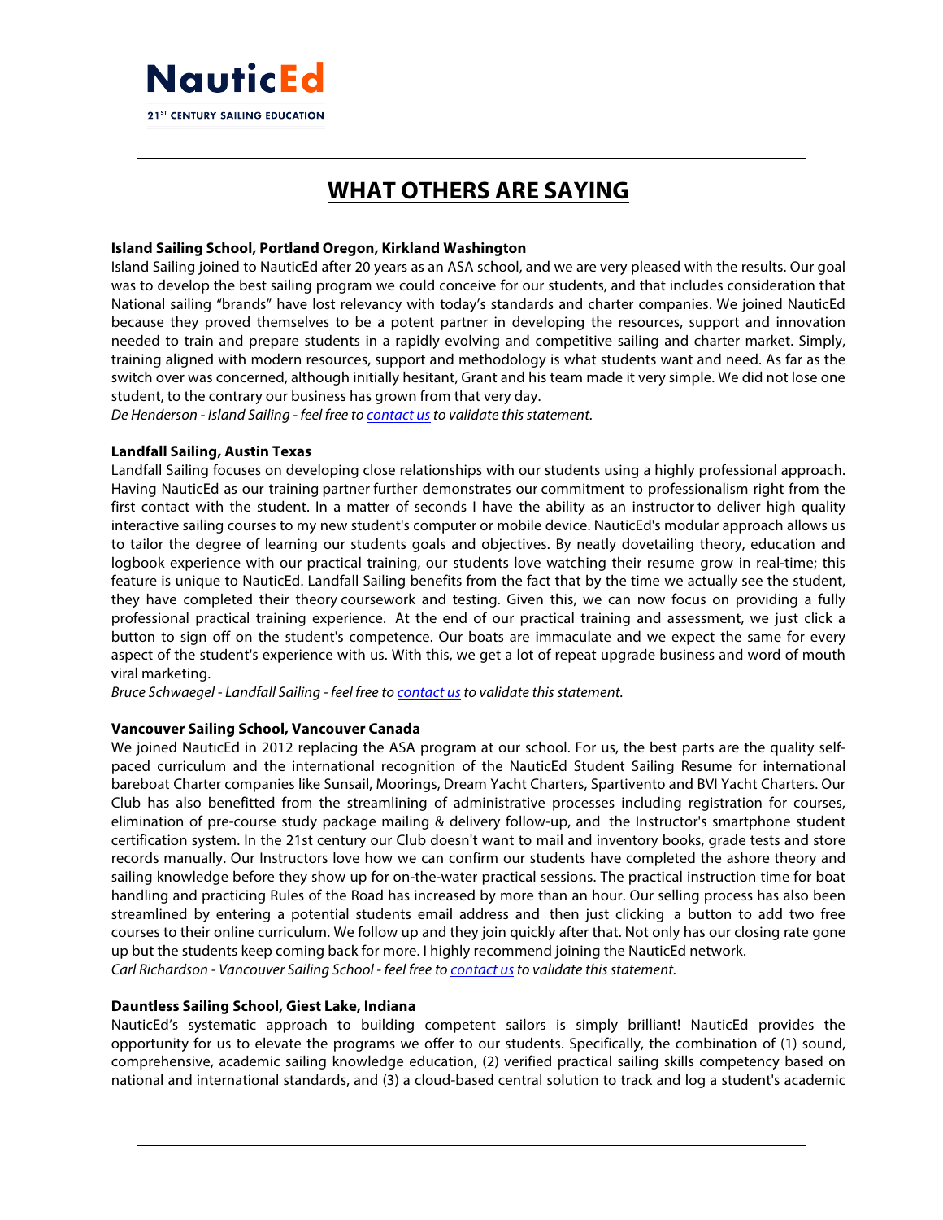# WHAT OTHERS ARE SAYING

**Island Sailing School, Portland Oregon, Kirkland Washington**

Island Sailing joined to NauticEd after 20 years as an ASA school, and we are very pleased with the results. Our goal was to develop the best sailing program we could conceive for our students, and that includes consideration that National sailing "brands" have lost relevancy with today's standards and charter companies. We joined NauticEd because they proved themselves to be a potent partner in developing the resources, support and innovation needed to train and prepare students in a rapidly evolving and competitive sailing and charter market. Simply, training aligned with modern resources, support and methodology is what students want and need. As far as the switch over was concerned, although initially hesitant, Grant and his team made it very simple. We did not lose one student, to the contrary our business has grown from that very day.

*De Henderson - Island Sailing - feel free to [contact us] to validate this statement.*

**Landfall Sailing, Austin Texas**

Landfall Sailing focuses on developing close relationships with our students using a highly professional approach. Having NauticEd as our training partner further demonstrates our commitment to professionalism right from the first contact with the student. In a matter of seconds I have the ability as an instructor to deliver high quality interactive sailing courses to my new student's computer or mobile device. NauticEd's modular approach allows us to tailor the degree of learning our students goals and objectives. By neatly dovetailing theory, education and logbook experience with our practical training, our students love watching their resume grow in real-time; this feature is unique to NauticEd. Landfall Sailing benefits from the fact that by the time we actually see the student, they have completed their theory coursework and testing. Given this, we can now focus on providing a fully professional practical training experience. At the end of our practical training and assessment, we just click a button to sign off on the student's competence. Our boats are immaculate and we expect the same for every aspect of the student's experience with us. With this, we get a lot of repeat upgrade business and word of mouth viral marketing.

*Bruce Schwaegel - Landfall Sailing - feel free to [contact us] to validate this statement.*

**Vancouver Sailing School, Vancouver Canada**

We joined NauticEd in 2012 replacing the ASA program at our school. For us, the best parts are the quality self-paced curriculum and the international recognition of the NauticEd Student Sailing Resume for international bareboat Charter companies like Sunsail, Moorings, Dream Yacht Charters, Spartivento and BVI Yacht Charters. Our Club has also benefitted from the streamlining of administrative processes including registration for courses, elimination of pre-course study package mailing & delivery follow-up, and the Instructor's smartphone student certification system. In the 21st century our Club doesn't want to mail and inventory books, grade tests and store records manually. Our Instructors love how we can confirm our students have completed the ashore theory and sailing knowledge before they show up for on-the-water practical sessions. The practical instruction time for boat handling and practicing Rules of the Road has increased by more than an hour. Our selling process has also been streamlined by entering a potential students email address and then just clicking a button to add two free courses to their online curriculum. We follow up and they join quickly after that. Not only has our closing rate gone up but the students keep coming back for more. I highly recommend joining the NauticEd network.

*Carl Richardson - Vancouver Sailing School - feel free to [contact us] to validate this statement.*

**Dauntless Sailing School, Giest Lake, Indiana**

NauticEd's systematic approach to building competent sailors is simply brilliant! NauticEd provides the opportunity for us to elevate the programs we offer to our students. Specifically, the combination of (1) sound, comprehensive, academic sailing knowledge education, (2) verified practical sailing skills competency based on national and international standards, and (3) a cloud-based central solution to track and log a student's academic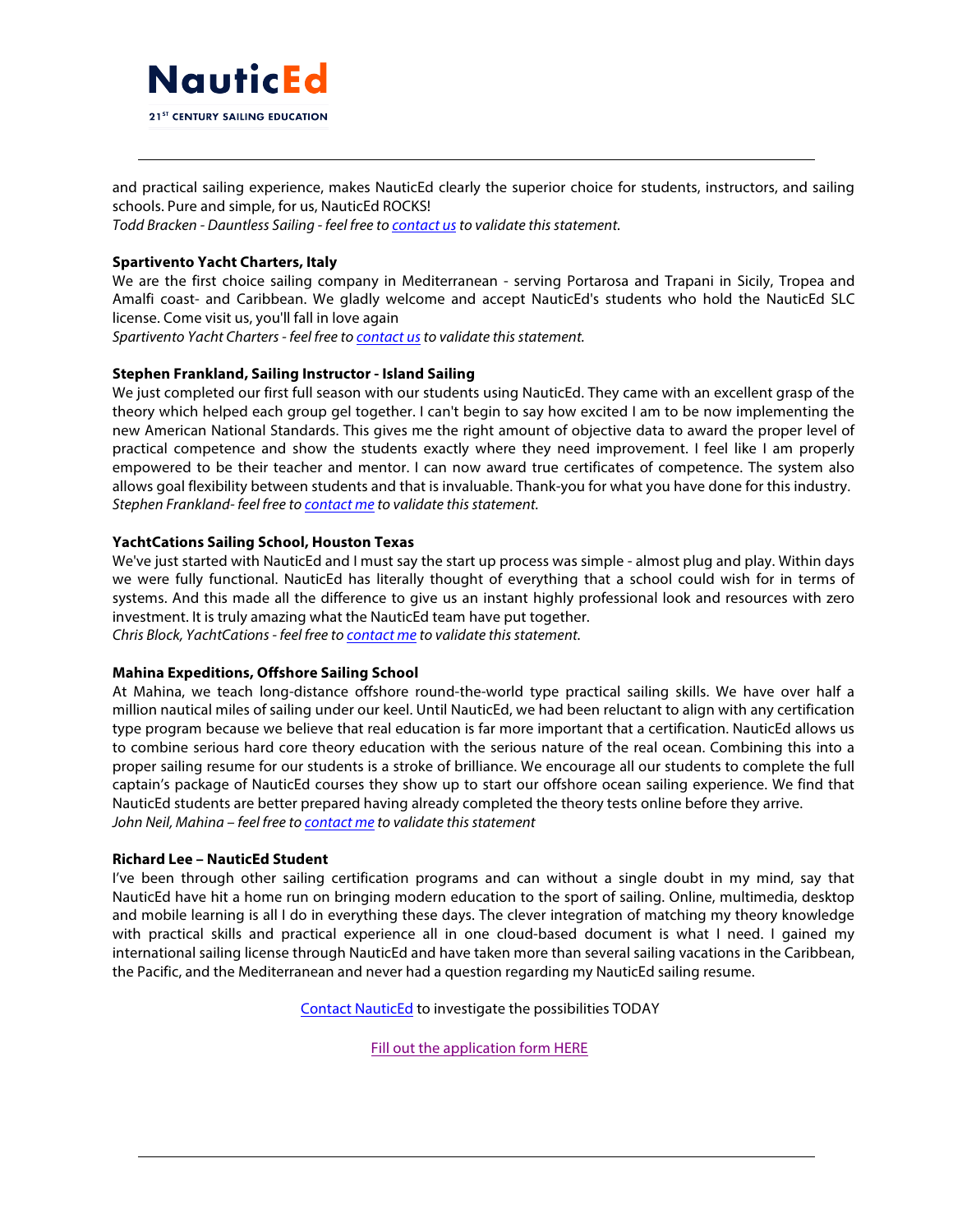and practical sailing experience, makes NauticEd clearly the superior choice for students, instructors, and sailing schools. Pure and simple, for us, NauticEd ROCKS!
*Todd Bracken - Dauntless Sailing - feel free to contact us to validate this statement.*

**Spartivento Yacht Charters, Italy**
We are the first choice sailing company in Mediterranean - serving Portarosa and Trapani in Sicily, Tropea and Amalfi coast- and Caribbean. We gladly welcome and accept NauticEd's students who hold the NauticEd SLC license. Come visit us, you'll fall in love again
*Spartivento Yacht Charters - feel free to contact us to validate this statement.*

**Stephen Frankland, Sailing Instructor - Island Sailing**
We just completed our first full season with our students using NauticEd. They came with an excellent grasp of the theory which helped each group gel together. I can't begin to say how excited I am to be now implementing the new American National Standards. This gives me the right amount of objective data to award the proper level of practical competence and show the students exactly where they need improvement. I feel like I am properly empowered to be their teacher and mentor. I can now award true certificates of competence. The system also allows goal flexibility between students and that is invaluable. Thank-you for what you have done for this industry.
*Stephen Frankland- feel free to contact me to validate this statement.*

**YachtCations Sailing School, Houston Texas**
We've just started with NauticEd and I must say the start up process was simple - almost plug and play. Within days we were fully functional. NauticEd has literally thought of everything that a school could wish for in terms of systems. And this made all the difference to give us an instant highly professional look and resources with zero investment. It is truly amazing what the NauticEd team have put together.
*Chris Block, YachtCations - feel free to contact me to validate this statement.*

**Mahina Expeditions, Offshore Sailing School**
At Mahina, we teach long-distance offshore round-the-world type practical sailing skills. We have over half a million nautical miles of sailing under our keel. Until NauticEd, we had been reluctant to align with any certification type program because we believe that real education is far more important that a certification. NauticEd allows us to combine serious hard core theory education with the serious nature of the real ocean. Combining this into a proper sailing resume for our students is a stroke of brilliance. We encourage all our students to complete the full captain's package of NauticEd courses they show up to start our offshore ocean sailing experience. We find that NauticEd students are better prepared having already completed the theory tests online before they arrive.
*John Neil, Mahina – feel free to contact me to validate this statement*

**Richard Lee – NauticEd Student**
I've been through other sailing certification programs and can without a single doubt in my mind, say that NauticEd have hit a home run on bringing modern education to the sport of sailing. Online, multimedia, desktop and mobile learning is all I do in everything these days. The clever integration of matching my theory knowledge with practical skills and practical experience all in one cloud-based document is what I need. I gained my international sailing license through NauticEd and have taken more than several sailing vacations in the Caribbean, the Pacific, and the Mediterranean and never had a question regarding my NauticEd sailing resume.

Contact NauticEd to investigate the possibilities TODAY

Fill out the application form HERE